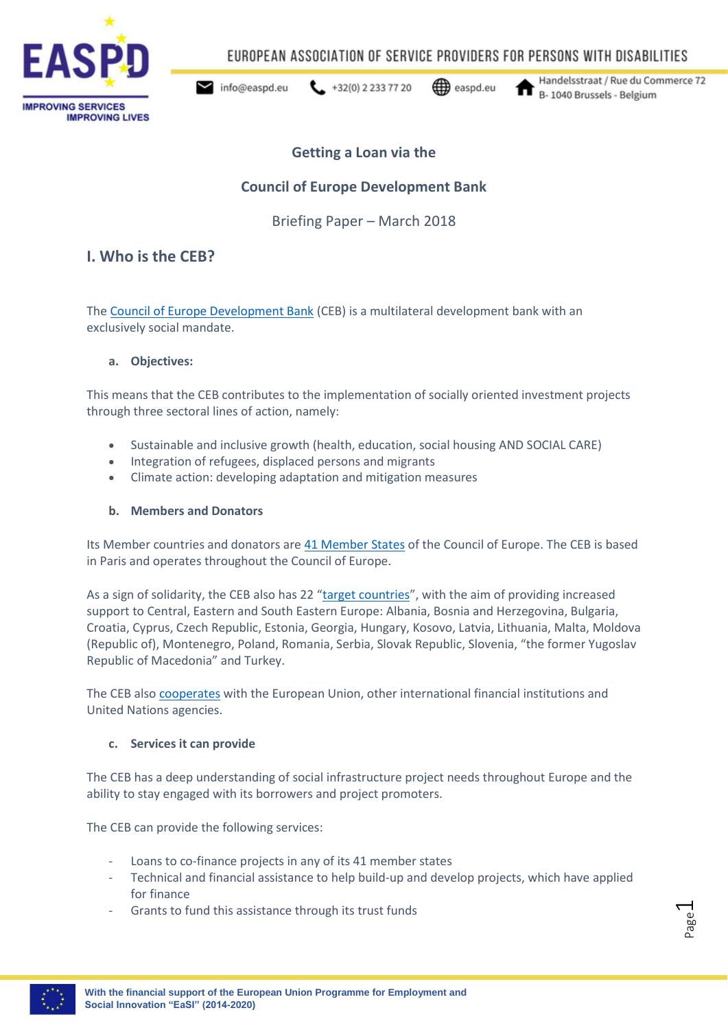# Getting a Loan via the

# Council of Europe Development Bank

Briefing Paper – March 2018

## I. Who is the CEB?

The Council of Europe Development Bank (CEB) is a multilateral development bank with an exclusively social mandate.

### a. Objectives:

This means that the CEB contributes to the implementation of socially oriented investment projects through three sectoral lines of action, namely:

- Sustainable and inclusive growth (health, education, social housing AND SOCIAL CARE)
- Integration of refugees, displaced persons and migrants
- Climate action: developing adaptation and mitigation measures

### b. Members and Donators

Its Member countries and donators are 41 Member States of the Council of Europe. The CEB is based in Paris and operates throughout the Council of Europe.

As a sign of solidarity, the CEB also has 22 "target countries", with the aim of providing increased support to Central, Eastern and South Eastern Europe: Albania, Bosnia and Herzegovina, Bulgaria, Croatia, Cyprus, Czech Republic, Estonia, Georgia, Hungary, Kosovo, Latvia, Lithuania, Malta, Moldova (Republic of), Montenegro, Poland, Romania, Serbia, Slovak Republic, Slovenia, "the former Yugoslav Republic of Macedonia" and Turkey.

The CEB also cooperates with the European Union, other international financial institutions and United Nations agencies.

### c. Services it can provide

The CEB has a deep understanding of social infrastructure project needs throughout Europe and the ability to stay engaged with its borrowers and project promoters.

The CEB can provide the following services:

- Loans to co-finance projects in any of its 41 member states
- Technical and financial assistance to help build-up and develop projects, which have applied for finance
- Grants to fund this assistance through its trust funds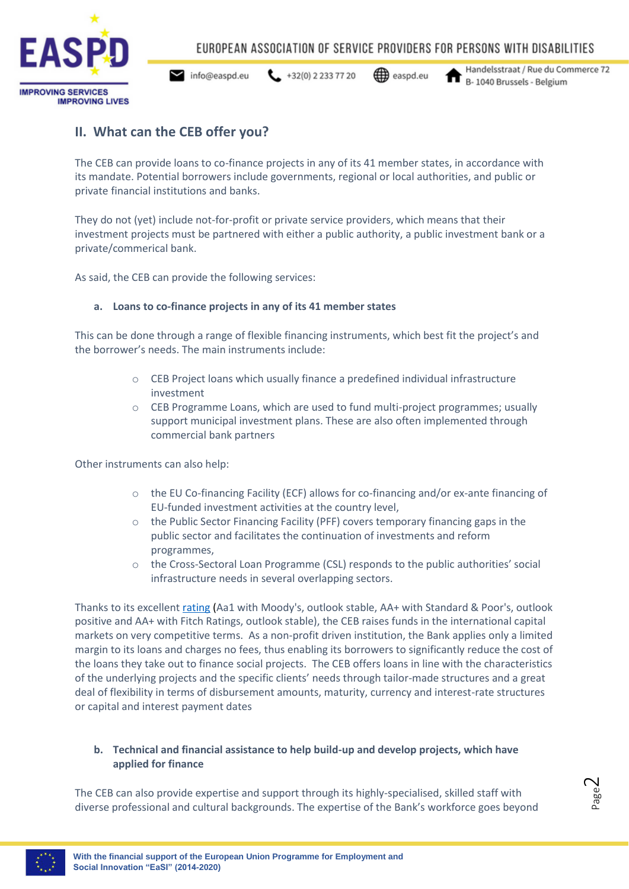## II. What can the CEB offer you?

The CEB can provide loans to co-finance projects in any of its 41 member states, in accordance with its mandate. Potential borrowers include governments, regional or local authorities, and public or private financial institutions and banks.

They do not (yet) include not-for-profit or private service providers, which means that their investment projects must be partnered with either a public authority, a public investment bank or a private/commerical bank.

As said, the CEB can provide the following services:

**a. Loans to co-finance projects in any of its 41 member states**

This can be done through a range of flexible financing instruments, which best fit the project's and the borrower's needs. The main instruments include:

- CEB Project loans which usually finance a predefined individual infrastructure investment
- CEB Programme Loans, which are used to fund multi-project programmes; usually support municipal investment plans. These are also often implemented through commercial bank partners

Other instruments can also help:

- the EU Co-financing Facility (ECF) allows for co-financing and/or ex-ante financing of EU-funded investment activities at the country level,
- the Public Sector Financing Facility (PFF) covers temporary financing gaps in the public sector and facilitates the continuation of investments and reform programmes,
- the Cross-Sectoral Loan Programme (CSL) responds to the public authorities' social infrastructure needs in several overlapping sectors.

Thanks to its excellent rating (Aa1 with Moody's, outlook stable, AA+ with Standard & Poor's, outlook positive and AA+ with Fitch Ratings, outlook stable), the CEB raises funds in the international capital markets on very competitive terms. As a non-profit driven institution, the Bank applies only a limited margin to its loans and charges no fees, thus enabling its borrowers to significantly reduce the cost of the loans they take out to finance social projects. The CEB offers loans in line with the characteristics of the underlying projects and the specific clients' needs through tailor-made structures and a great deal of flexibility in terms of disbursement amounts, maturity, currency and interest-rate structures or capital and interest payment dates

**b. Technical and financial assistance to help build-up and develop projects, which have applied for finance**

The CEB can also provide expertise and support through its highly-specialised, skilled staff with diverse professional and cultural backgrounds. The expertise of the Bank's workforce goes beyond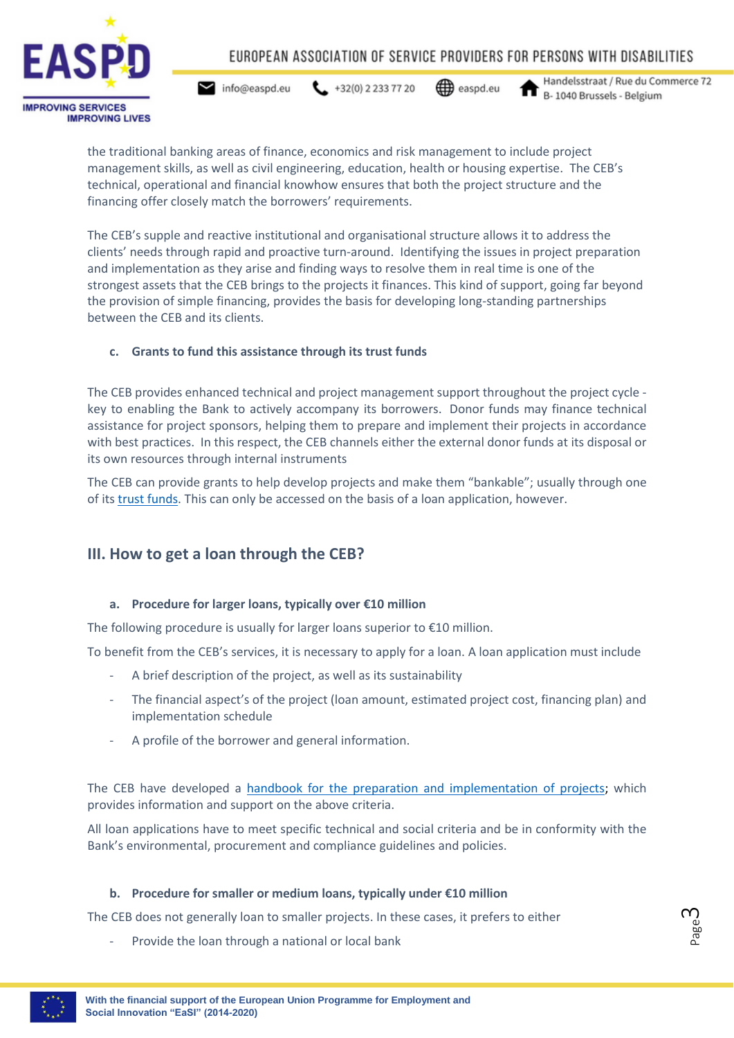the traditional banking areas of finance, economics and risk management to include project management skills, as well as civil engineering, education, health or housing expertise. The CEB's technical, operational and financial knowhow ensures that both the project structure and the financing offer closely match the borrowers' requirements.

The CEB's supple and reactive institutional and organisational structure allows it to address the clients' needs through rapid and proactive turn-around. Identifying the issues in project preparation and implementation as they arise and finding ways to resolve them in real time is one of the strongest assets that the CEB brings to the projects it finances. This kind of support, going far beyond the provision of simple financing, provides the basis for developing long-standing partnerships between the CEB and its clients.

#### c. Grants to fund this assistance through its trust funds

The CEB provides enhanced technical and project management support throughout the project cycle - key to enabling the Bank to actively accompany its borrowers. Donor funds may finance technical assistance for project sponsors, helping them to prepare and implement their projects in accordance with best practices. In this respect, the CEB channels either the external donor funds at its disposal or its own resources through internal instruments

The CEB can provide grants to help develop projects and make them "bankable"; usually through one of its trust funds. This can only be accessed on the basis of a loan application, however.

## III. How to get a loan through the CEB?

#### a. Procedure for larger loans, typically over €10 million

The following procedure is usually for larger loans superior to €10 million.

To benefit from the CEB's services, it is necessary to apply for a loan. A loan application must include

- A brief description of the project, as well as its sustainability
- The financial aspect's of the project (loan amount, estimated project cost, financing plan) and implementation schedule
- A profile of the borrower and general information.

The CEB have developed a handbook for the preparation and implementation of projects; which provides information and support on the above criteria.

All loan applications have to meet specific technical and social criteria and be in conformity with the Bank's environmental, procurement and compliance guidelines and policies.

#### b. Procedure for smaller or medium loans, typically under €10 million

The CEB does not generally loan to smaller projects. In these cases, it prefers to either

- Provide the loan through a national or local bank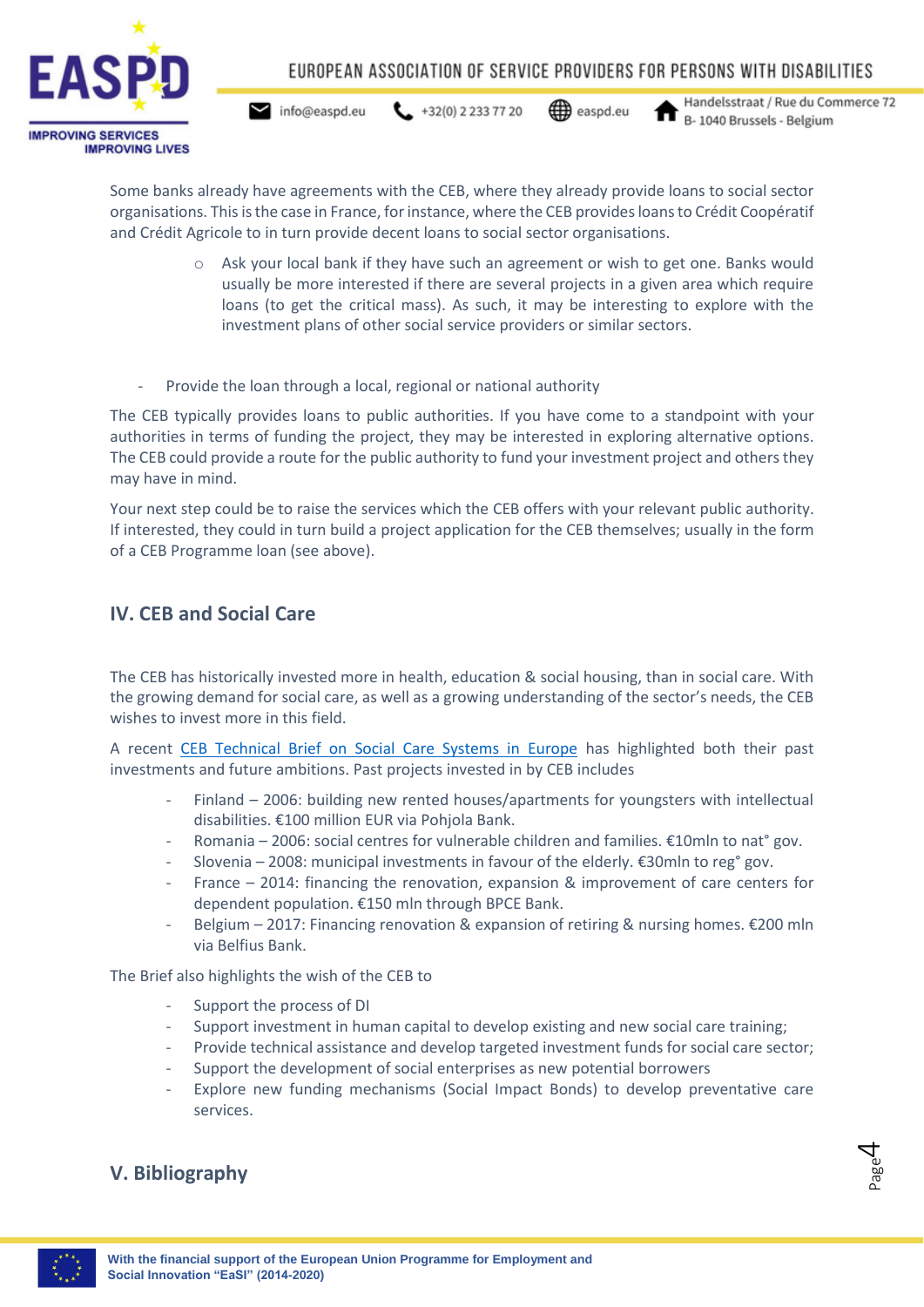Some banks already have agreements with the CEB, where they already provide loans to social sector organisations. This is the case in France, for instance, where the CEB provides loans to Crédit Coopératif and Crédit Agricole to in turn provide decent loans to social sector organisations.

- Ask your local bank if they have such an agreement or wish to get one. Banks would usually be more interested if there are several projects in a given area which require loans (to get the critical mass). As such, it may be interesting to explore with the investment plans of other social service providers or similar sectors.

- Provide the loan through a local, regional or national authority

The CEB typically provides loans to public authorities. If you have come to a standpoint with your authorities in terms of funding the project, they may be interested in exploring alternative options. The CEB could provide a route for the public authority to fund your investment project and others they may have in mind.

Your next step could be to raise the services which the CEB offers with your relevant public authority. If interested, they could in turn build a project application for the CEB themselves; usually in the form of a CEB Programme loan (see above).

## IV. CEB and Social Care

The CEB has historically invested more in health, education & social housing, than in social care. With the growing demand for social care, as well as a growing understanding of the sector's needs, the CEB wishes to invest more in this field.

A recent CEB Technical Brief on Social Care Systems in Europe has highlighted both their past investments and future ambitions. Past projects invested in by CEB includes

- Finland – 2006: building new rented houses/apartments for youngsters with intellectual disabilities. €100 million EUR via Pohjola Bank.
- Romania – 2006: social centres for vulnerable children and families. €10mln to nat° gov.
- Slovenia – 2008: municipal investments in favour of the elderly. €30mln to reg° gov.
- France – 2014: financing the renovation, expansion & improvement of care centers for dependent population. €150 mln through BPCE Bank.
- Belgium – 2017: Financing renovation & expansion of retiring & nursing homes. €200 mln via Belfius Bank.

The Brief also highlights the wish of the CEB to

- Support the process of DI
- Support investment in human capital to develop existing and new social care training;
- Provide technical assistance and develop targeted investment funds for social care sector;
- Support the development of social enterprises as new potential borrowers
- Explore new funding mechanisms (Social Impact Bonds) to develop preventative care services.

## V. Bibliography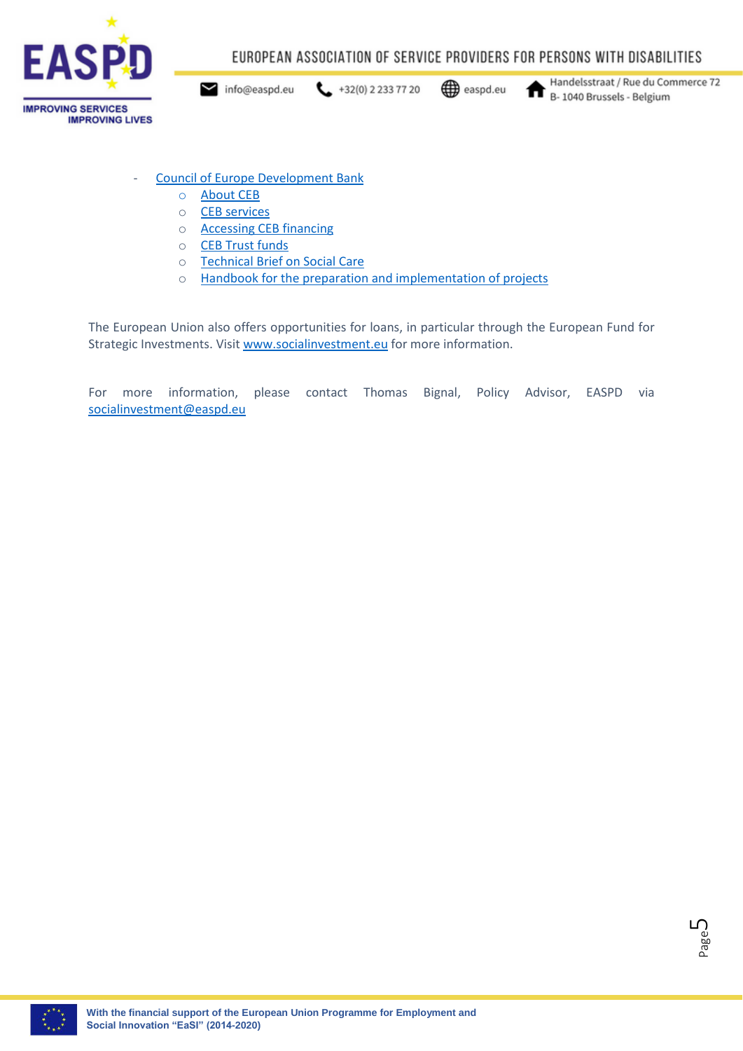- Council of Europe Development Bank
    - About CEB
    - CEB services
    - Accessing CEB financing
    - CEB Trust funds
    - Technical Brief on Social Care
    - Handbook for the preparation and implementation of projects

The European Union also offers opportunities for loans, in particular through the European Fund for Strategic Investments. Visit www.socialinvestment.eu for more information.

For more information, please contact Thomas Bignal, Policy Advisor, EASPD via socialinvestment@easpd.eu